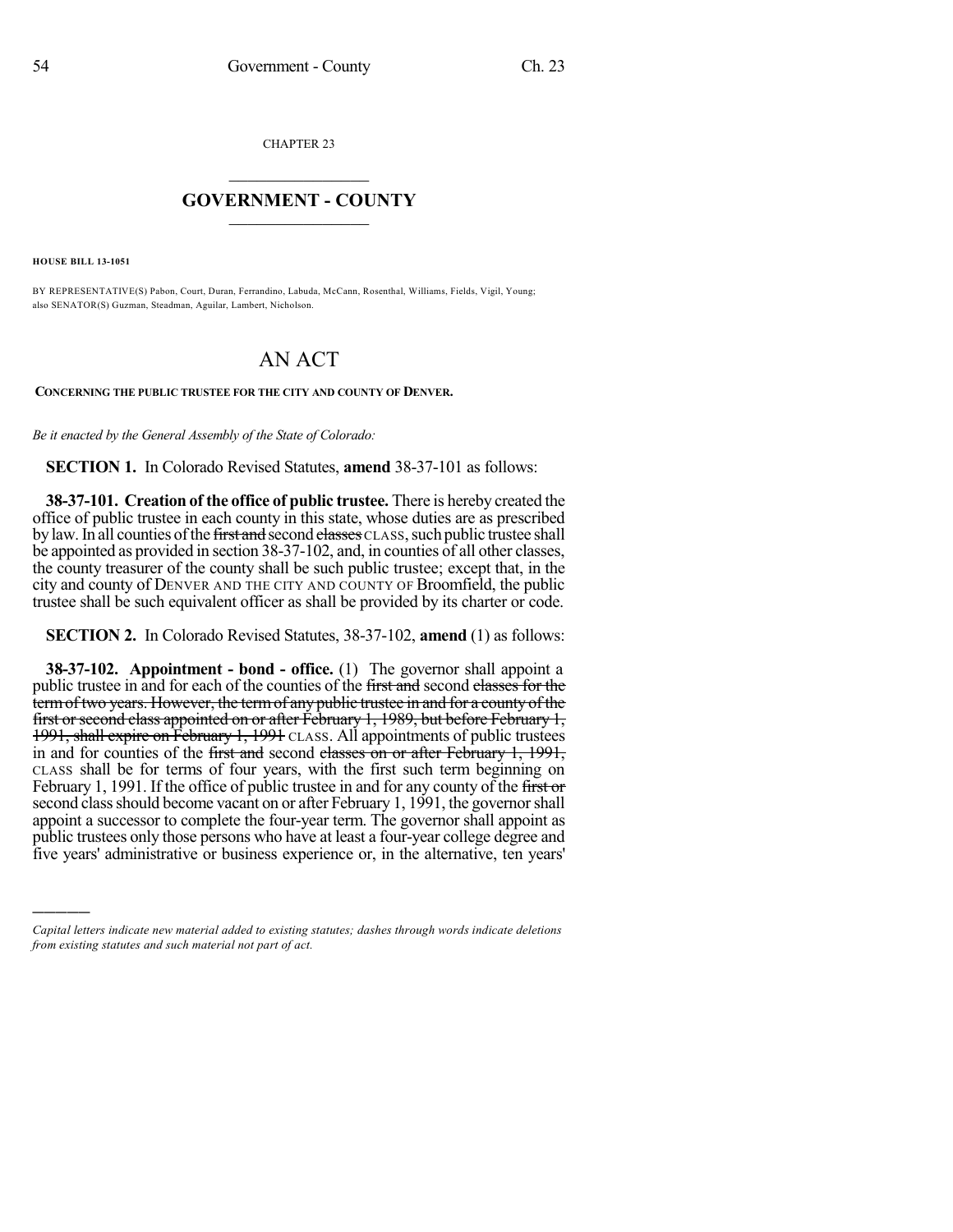CHAPTER 23

## GOVERNMENT - COUNTY

**HOUSE BILL 13-1051**

BY REPRESENTATIVE(S) Pabon, Court, Duran, Ferrandino, Labuda, McCann, Rosenthal, Williams, Fields, Vigil, Young; also SENATOR(S) Guzman, Steadman, Aguilar, Lambert, Nicholson.

# AN ACT

**CONCERNING THE PUBLIC TRUSTEE FOR THE CITY AND COUNTY OF DENVER.**

*Be it enacted by the General Assembly of the State of Colorado:*

**SECTION 1.** In Colorado Revised Statutes, **amend** 38-37-101 as follows:

**38-37-101. Creation of the office of public trustee.** There is hereby created the office of public trustee in each county in this state, whose duties are as prescribed by law. In all counties of the ~~first and~~ second ~~classes~~ CLASS, such public trustee shall be appointed as provided in section 38-37-102, and, in counties of all other classes, the county treasurer of the county shall be such public trustee; except that, in the city and county of DENVER AND THE CITY AND COUNTY OF Broomfield, the public trustee shall be such equivalent officer as shall be provided by its charter or code.

**SECTION 2.** In Colorado Revised Statutes, 38-37-102, **amend** (1) as follows:

**38-37-102. Appointment - bond - office.** (1) The governor shall appoint a public trustee in and for each of the counties of the ~~first and~~ second ~~classes for the term of two years. However, the term of any public trustee in and for a county of the first or second class appointed on or after February 1, 1989, but before February 1, 1991, shall expire on February 1, 1991~~ CLASS. All appointments of public trustees in and for counties of the ~~first and~~ second ~~classes on or after February 1, 1991,~~ CLASS shall be for terms of four years, with the first such term beginning on February 1, 1991. If the office of public trustee in and for any county of the ~~first or~~ second class should become vacant on or after February 1, 1991, the governor shall appoint a successor to complete the four-year term. The governor shall appoint as public trustees only those persons who have at least a four-year college degree and five years' administrative or business experience or, in the alternative, ten years'

---

*Capital letters indicate new material added to existing statutes; dashes through words indicate deletions from existing statutes and such material not part of act.*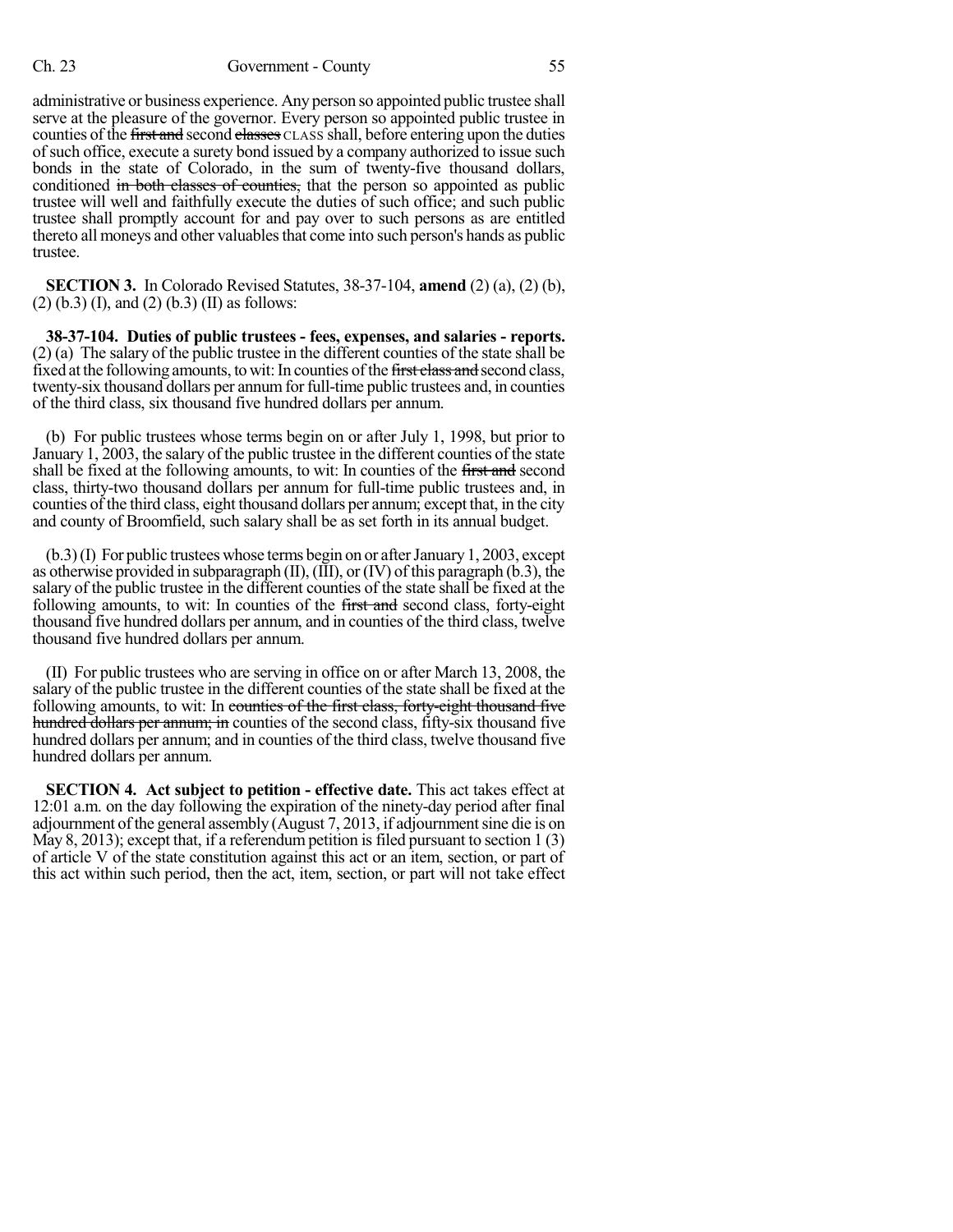administrative or business experience. Any person so appointed public trustee shall serve at the pleasure of the governor. Every person so appointed public trustee in counties of the ~~first and~~ second ~~classes~~ CLASS shall, before entering upon the duties of such office, execute a surety bond issued by a company authorized to issue such bonds in the state of Colorado, in the sum of twenty-five thousand dollars, conditioned ~~in both classes of counties,~~ that the person so appointed as public trustee will well and faithfully execute the duties of such office; and such public trustee shall promptly account for and pay over to such persons as are entitled thereto all moneys and other valuables that come into such person's hands as public trustee.

**SECTION 3.** In Colorado Revised Statutes, 38-37-104, **amend** (2) (a), (2) (b), (2) (b.3) (I), and (2) (b.3) (II) as follows:

**38-37-104. Duties of public trustees - fees, expenses, and salaries - reports.** (2) (a) The salary of the public trustee in the different counties of the state shall be fixed at the following amounts, to wit: In counties of the ~~first class and~~ second class, twenty-six thousand dollars per annum for full-time public trustees and, in counties of the third class, six thousand five hundred dollars per annum.

(b) For public trustees whose terms begin on or after July 1, 1998, but prior to January 1, 2003, the salary of the public trustee in the different counties of the state shall be fixed at the following amounts, to wit: In counties of the ~~first and~~ second class, thirty-two thousand dollars per annum for full-time public trustees and, in counties of the third class, eight thousand dollars per annum; except that, in the city and county of Broomfield, such salary shall be as set forth in its annual budget.

(b.3) (I) For public trustees whose terms begin on or after January 1, 2003, except as otherwise provided in subparagraph (II), (III), or (IV) of this paragraph (b.3), the salary of the public trustee in the different counties of the state shall be fixed at the following amounts, to wit: In counties of the ~~first and~~ second class, forty-eight thousand five hundred dollars per annum, and in counties of the third class, twelve thousand five hundred dollars per annum.

(II) For public trustees who are serving in office on or after March 13, 2008, the salary of the public trustee in the different counties of the state shall be fixed at the following amounts, to wit: In ~~counties of the first class, forty-eight thousand five hundred dollars per annum; in~~ counties of the second class, fifty-six thousand five hundred dollars per annum; and in counties of the third class, twelve thousand five hundred dollars per annum.

**SECTION 4. Act subject to petition - effective date.** This act takes effect at 12:01 a.m. on the day following the expiration of the ninety-day period after final adjournment of the general assembly (August 7, 2013, if adjournment sine die is on May 8, 2013); except that, if a referendum petition is filed pursuant to section 1 (3) of article V of the state constitution against this act or an item, section, or part of this act within such period, then the act, item, section, or part will not take effect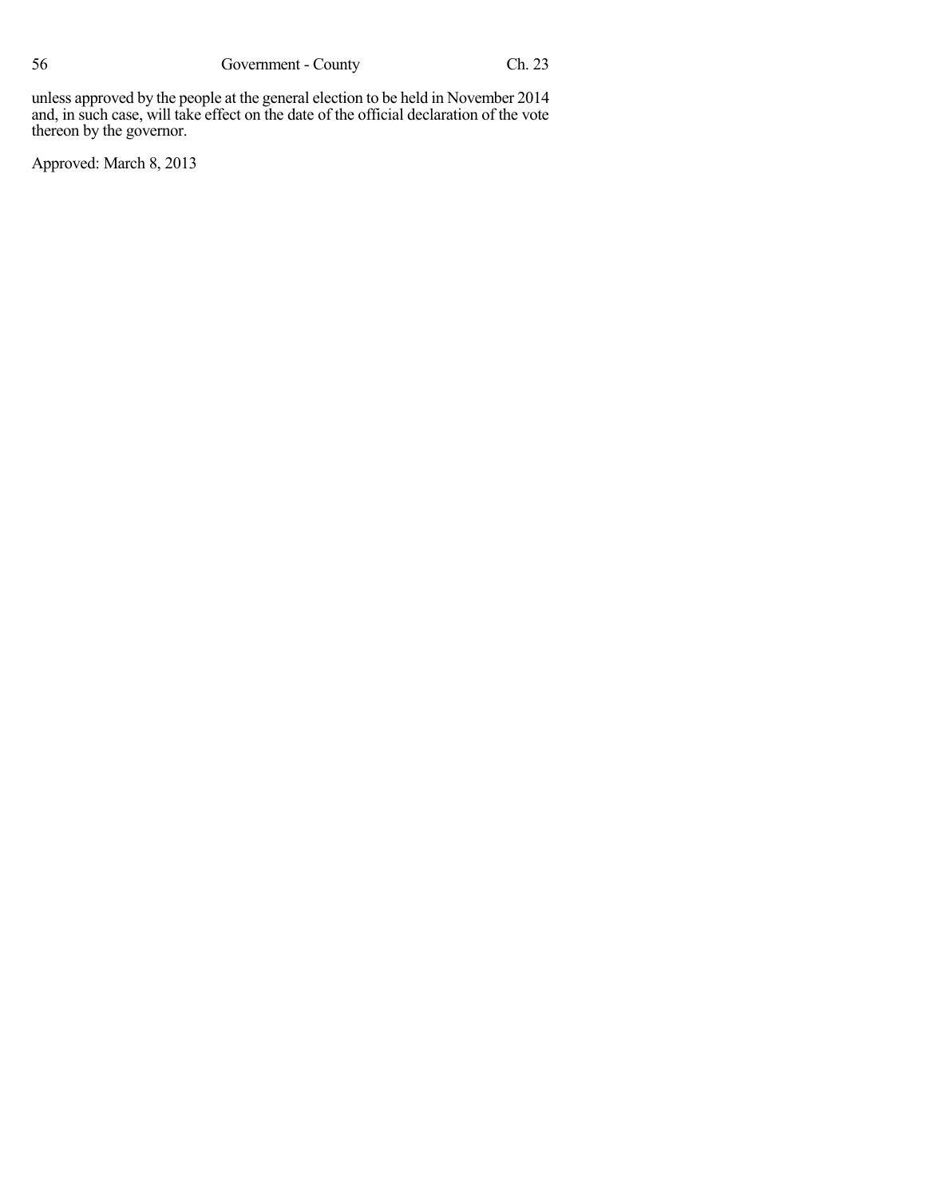unless approved by the people at the general election to be held in November 2014 and, in such case, will take effect on the date of the official declaration of the vote thereon by the governor.

Approved: March 8, 2013